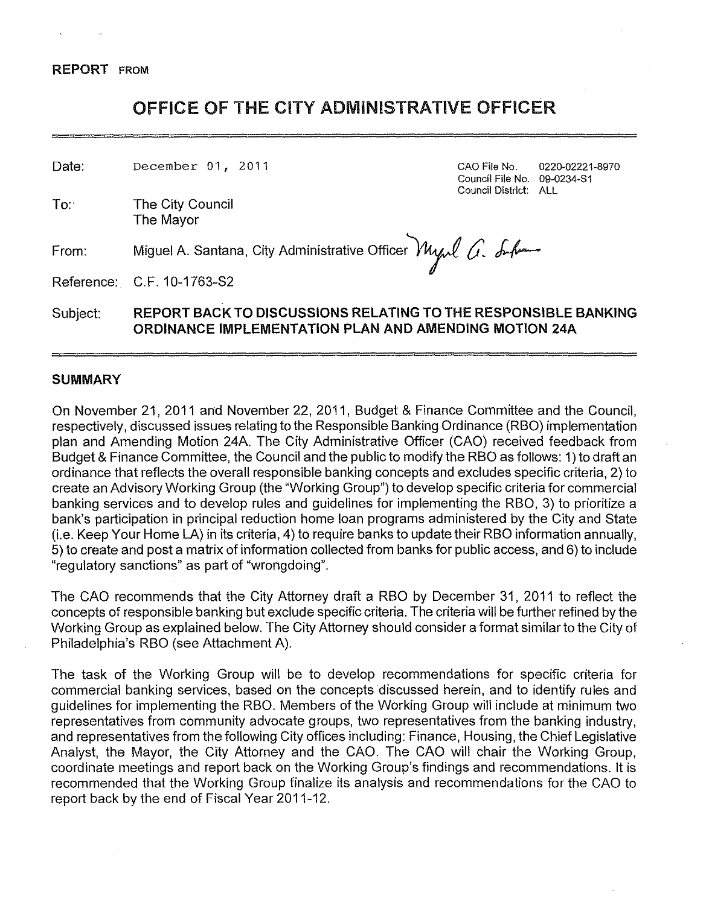**REPORT FROM**

# OFFICE OF THE CITY ADMINISTRATIVE OFFICER

| | | | |
|---|---|---|---|
| Date: | December 01, 2011 | CAO File No. | 0220-02221-8970 |
| | | Council File No. | 09-0234-S1 |
| | | Council District: | ALL |
| To: | The City Council<br>The Mayor | | |
| From: | Miguel A. Santana, City Administrative Officer | | |
| Reference: | C.F. 10-1763-S2 | | |
| Subject: | **REPORT BACK TO DISCUSSIONS RELATING TO THE RESPONSIBLE BANKING ORDINANCE IMPLEMENTATION PLAN AND AMENDING MOTION 24A** | | |

## SUMMARY

On November 21, 2011 and November 22, 2011, Budget & Finance Committee and the Council, respectively, discussed issues relating to the Responsible Banking Ordinance (RBO) implementation plan and Amending Motion 24A. The City Administrative Officer (CAO) received feedback from Budget & Finance Committee, the Council and the public to modify the RBO as follows: 1) to draft an ordinance that reflects the overall responsible banking concepts and excludes specific criteria, 2) to create an Advisory Working Group (the "Working Group") to develop specific criteria for commercial banking services and to develop rules and guidelines for implementing the RBO, 3) to prioritize a bank's participation in principal reduction home loan programs administered by the City and State (i.e. Keep Your Home LA) in its criteria, 4) to require banks to update their RBO information annually, 5) to create and post a matrix of information collected from banks for public access, and 6) to include "regulatory sanctions" as part of "wrongdoing".

The CAO recommends that the City Attorney draft a RBO by December 31, 2011 to reflect the concepts of responsible banking but exclude specific criteria. The criteria will be further refined by the Working Group as explained below. The City Attorney should consider a format similar to the City of Philadelphia's RBO (see Attachment A).

The task of the Working Group will be to develop recommendations for specific criteria for commercial banking services, based on the concepts discussed herein, and to identify rules and guidelines for implementing the RBO. Members of the Working Group will include at minimum two representatives from community advocate groups, two representatives from the banking industry, and representatives from the following City offices including: Finance, Housing, the Chief Legislative Analyst, the Mayor, the City Attorney and the CAO. The CAO will chair the Working Group, coordinate meetings and report back on the Working Group's findings and recommendations. It is recommended that the Working Group finalize its analysis and recommendations for the CAO to report back by the end of Fiscal Year 2011-12.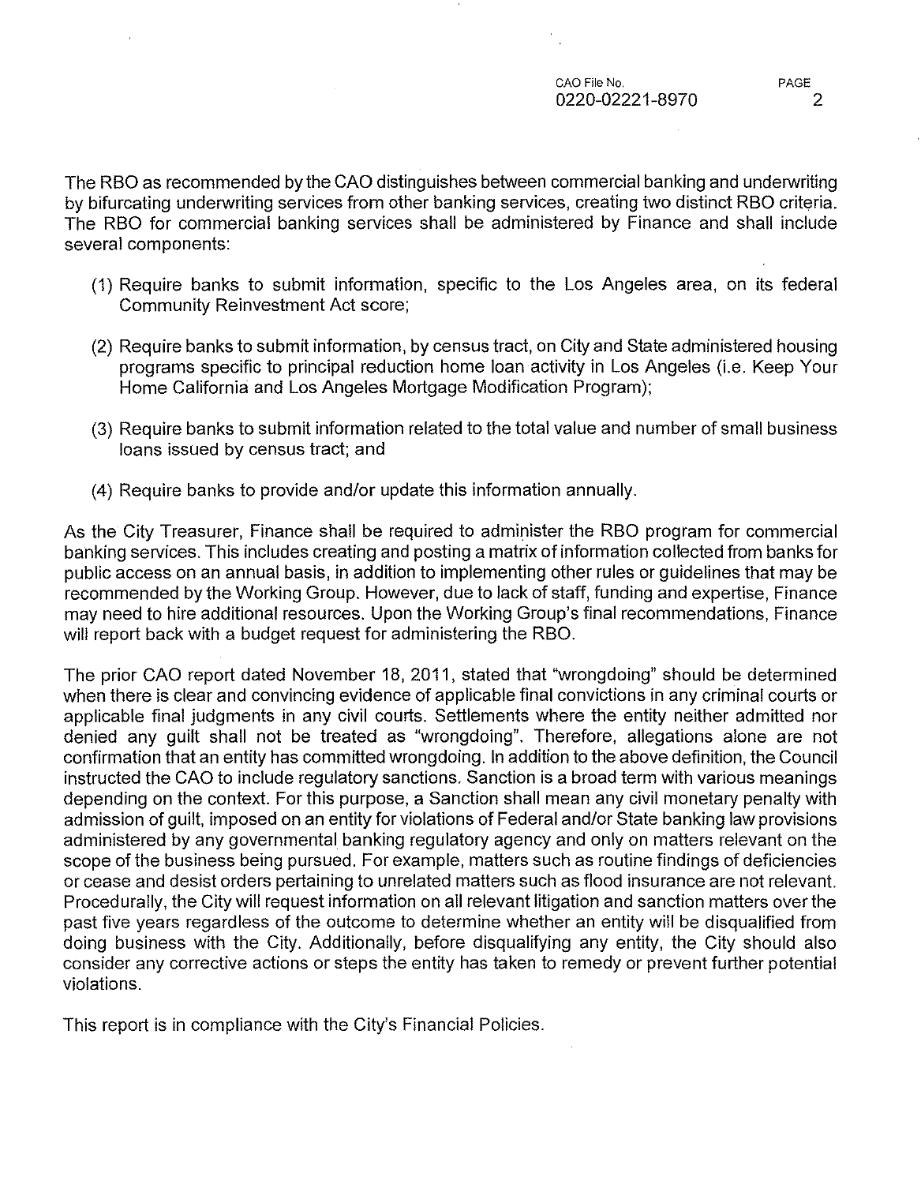The RBO as recommended by the CAO distinguishes between commercial banking and underwriting by bifurcating underwriting services from other banking services, creating two distinct RBO criteria. The RBO for commercial banking services shall be administered by Finance and shall include several components:

(1) Require banks to submit information, specific to the Los Angeles area, on its federal Community Reinvestment Act score;

(2) Require banks to submit information, by census tract, on City and State administered housing programs specific to principal reduction home loan activity in Los Angeles (i.e. Keep Your Home California and Los Angeles Mortgage Modification Program);

(3) Require banks to submit information related to the total value and number of small business loans issued by census tract; and

(4) Require banks to provide and/or update this information annually.

As the City Treasurer, Finance shall be required to administer the RBO program for commercial banking services. This includes creating and posting a matrix of information collected from banks for public access on an annual basis, in addition to implementing other rules or guidelines that may be recommended by the Working Group. However, due to lack of staff, funding and expertise, Finance may need to hire additional resources. Upon the Working Group's final recommendations, Finance will report back with a budget request for administering the RBO.

The prior CAO report dated November 18, 2011, stated that "wrongdoing" should be determined when there is clear and convincing evidence of applicable final convictions in any criminal courts or applicable final judgments in any civil courts. Settlements where the entity neither admitted nor denied any guilt shall not be treated as "wrongdoing". Therefore, allegations alone are not confirmation that an entity has committed wrongdoing. In addition to the above definition, the Council instructed the CAO to include regulatory sanctions. Sanction is a broad term with various meanings depending on the context. For this purpose, a Sanction shall mean any civil monetary penalty with admission of guilt, imposed on an entity for violations of Federal and/or State banking law provisions administered by any governmental banking regulatory agency and only on matters relevant on the scope of the business being pursued. For example, matters such as routine findings of deficiencies or cease and desist orders pertaining to unrelated matters such as flood insurance are not relevant. Procedurally, the City will request information on all relevant litigation and sanction matters over the past five years regardless of the outcome to determine whether an entity will be disqualified from doing business with the City. Additionally, before disqualifying any entity, the City should also consider any corrective actions or steps the entity has taken to remedy or prevent further potential violations.

This report is in compliance with the City's Financial Policies.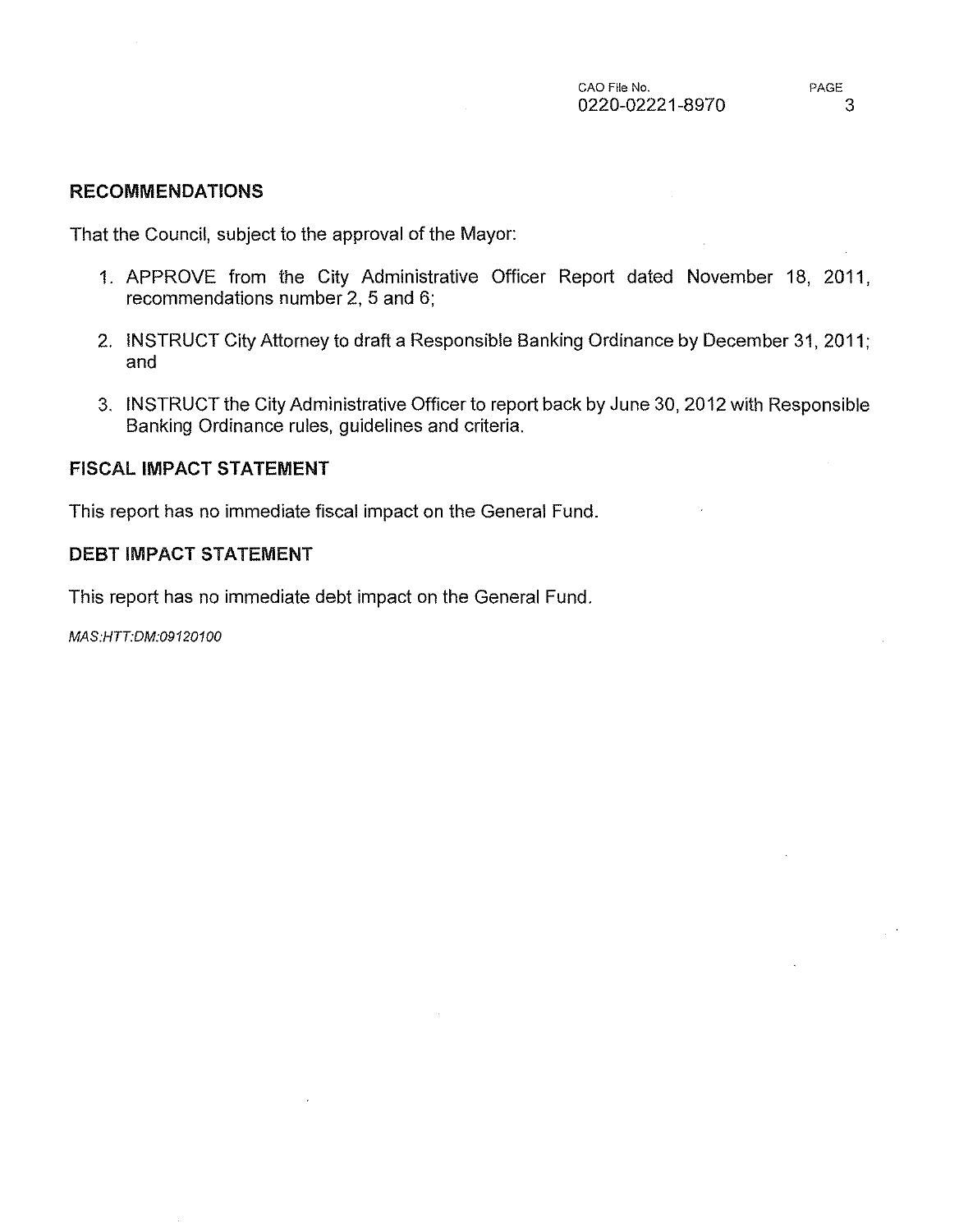## RECOMMENDATIONS

That the Council, subject to the approval of the Mayor:

1. APPROVE from the City Administrative Officer Report dated November 18, 2011, recommendations number 2, 5 and 6;

2. INSTRUCT City Attorney to draft a Responsible Banking Ordinance by December 31, 2011; and

3. INSTRUCT the City Administrative Officer to report back by June 30, 2012 with Responsible Banking Ordinance rules, guidelines and criteria.

## FISCAL IMPACT STATEMENT

This report has no immediate fiscal impact on the General Fund.

## DEBT IMPACT STATEMENT

This report has no immediate debt impact on the General Fund.

*MAS:HTT:DM:09120100*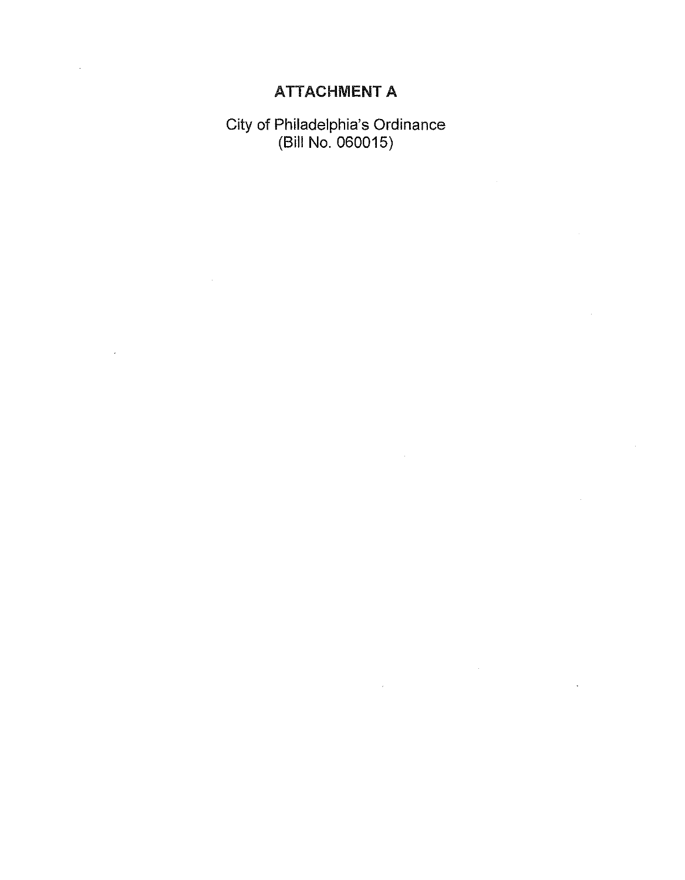# ATTACHMENT A

City of Philadelphia's Ordinance
(Bill No. 060015)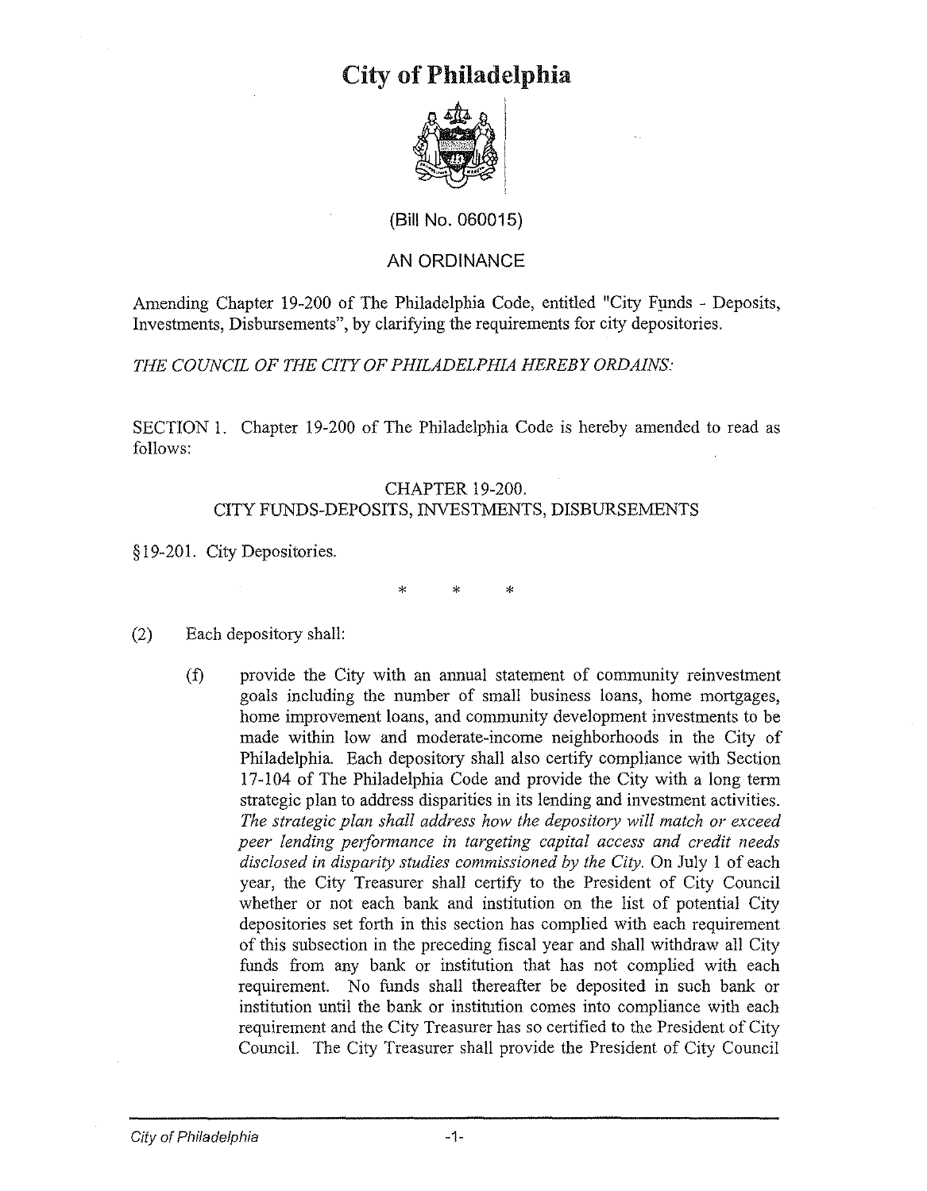# City of Philadelphia

(Bill No. 060015)

AN ORDINANCE

Amending Chapter 19-200 of The Philadelphia Code, entitled "City Funds - Deposits, Investments, Disbursements", by clarifying the requirements for city depositories.

*THE COUNCIL OF THE CITY OF PHILADELPHIA HEREBY ORDAINS:*

SECTION 1. Chapter 19-200 of The Philadelphia Code is hereby amended to read as follows:

CHAPTER 19-200.
CITY FUNDS-DEPOSITS, INVESTMENTS, DISBURSEMENTS

§19-201. City Depositories.

\* \* \*

(2) Each depository shall:

(f) provide the City with an annual statement of community reinvestment goals including the number of small business loans, home mortgages, home improvement loans, and community development investments to be made within low and moderate-income neighborhoods in the City of Philadelphia. Each depository shall also certify compliance with Section 17-104 of The Philadelphia Code and provide the City with a long term strategic plan to address disparities in its lending and investment activities. *The strategic plan shall address how the depository will match or exceed peer lending performance in targeting capital access and credit needs disclosed in disparity studies commissioned by the City.* On July 1 of each year, the City Treasurer shall certify to the President of City Council whether or not each bank and institution on the list of potential City depositories set forth in this section has complied with each requirement of this subsection in the preceding fiscal year and shall withdraw all City funds from any bank or institution that has not complied with each requirement. No funds shall thereafter be deposited in such bank or institution until the bank or institution comes into compliance with each requirement and the City Treasurer has so certified to the President of City Council. The City Treasurer shall provide the President of City Council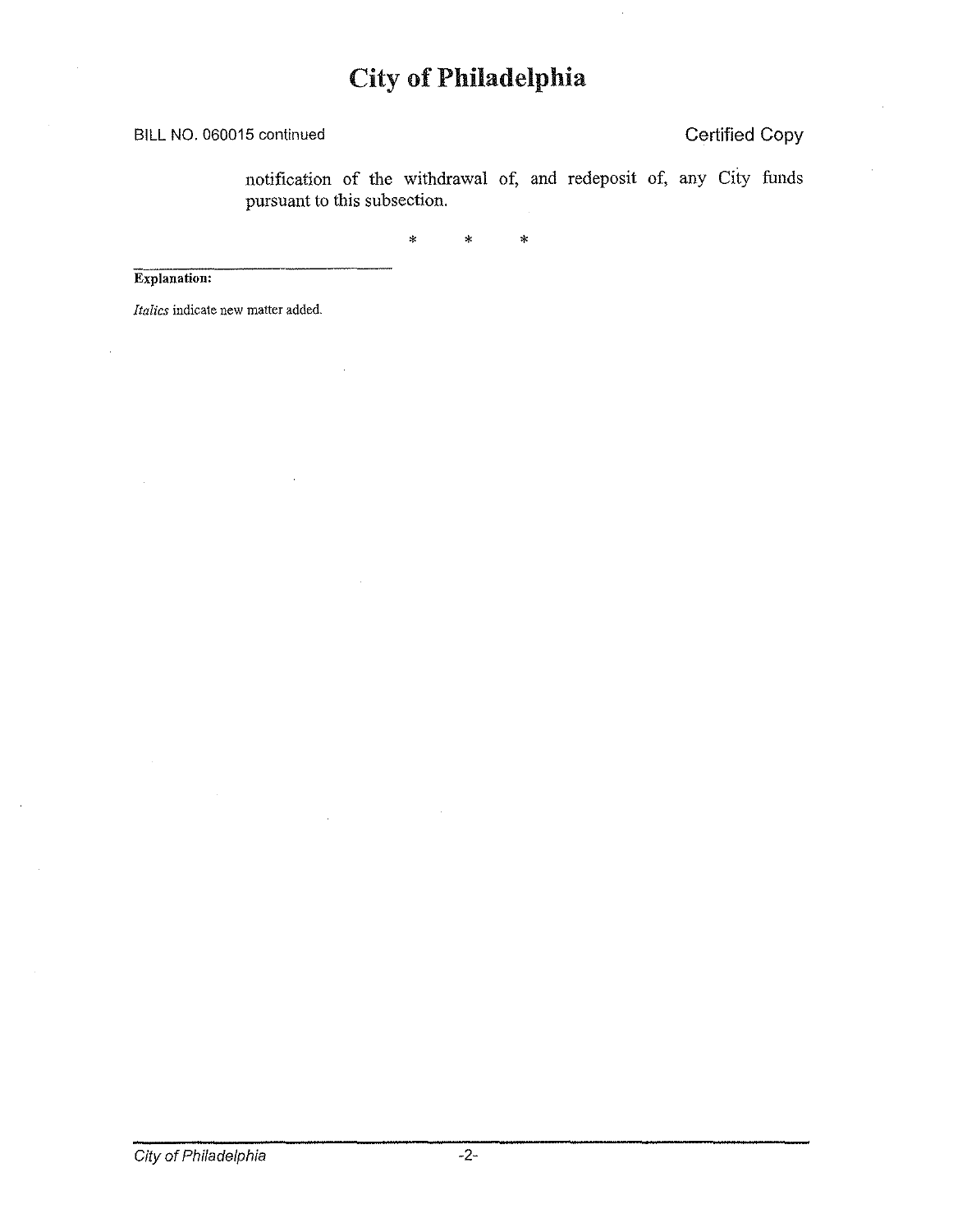notification of the withdrawal of, and redeposit of, any City funds pursuant to this subsection.

\*          \*          \*

---

**Explanation:**

*Italics* indicate new matter added.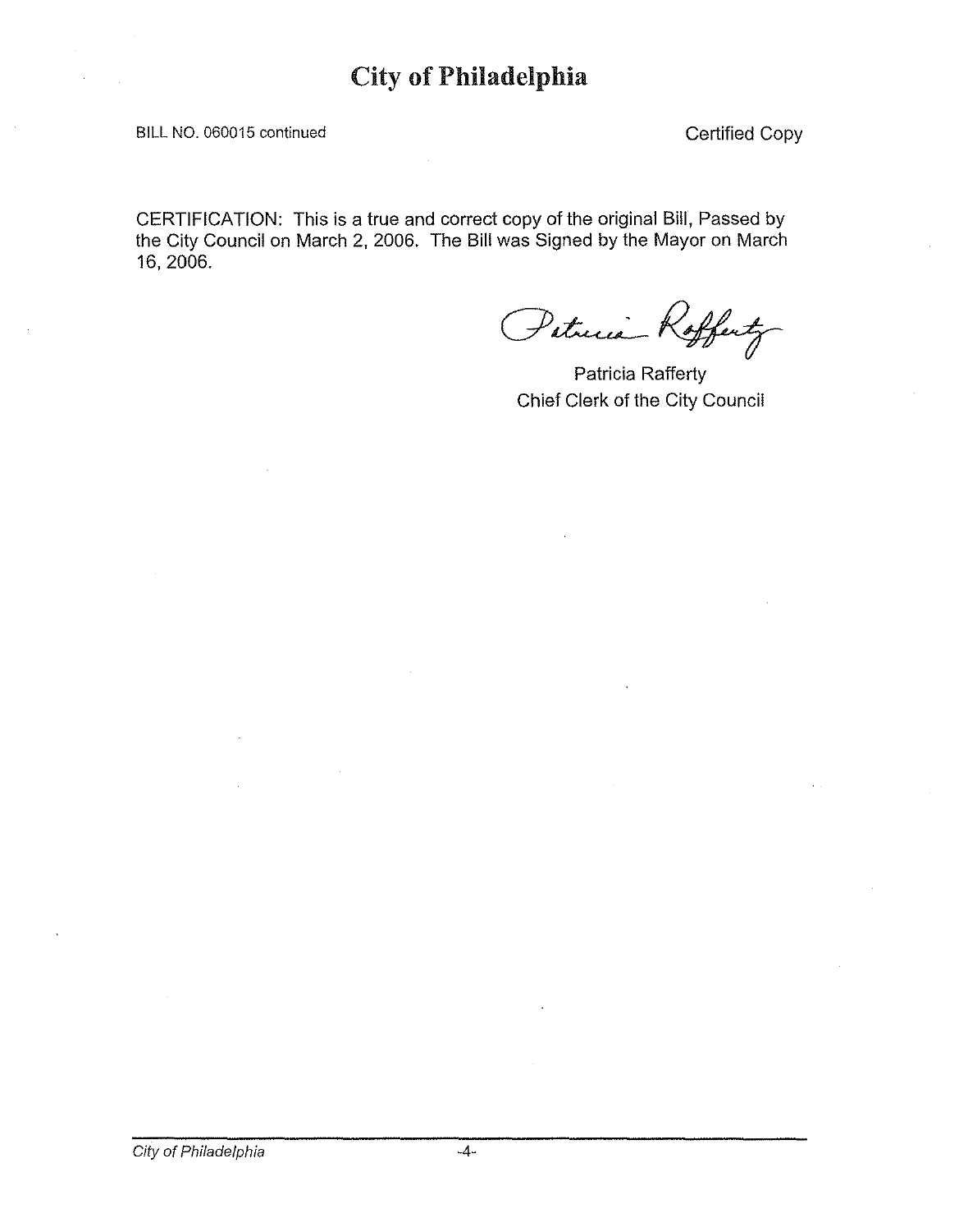BILL NO. 060015 continued

Certified Copy

CERTIFICATION: This is a true and correct copy of the original Bill, Passed by the City Council on March 2, 2006. The Bill was Signed by the Mayor on March 16, 2006.

Patricia Rafferty

Patricia Rafferty
Chief Clerk of the City Council